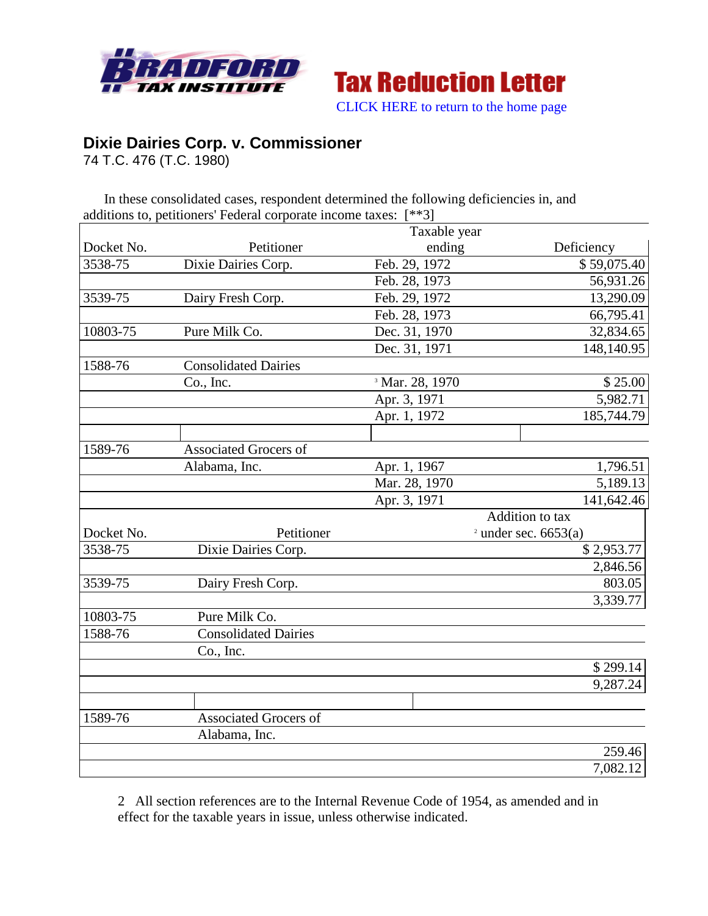Bradford Tax Institute

# Tax Reduction Letter

CLICK HERE to return to the home page

## Dixie Dairies Corp. v. Commissioner

74 T.C. 476 (T.C. 1980)

In these consolidated cases, respondent determined the following deficiencies in, and additions to, petitioners' Federal corporate income taxes: [**3]

| Docket No. | Petitioner | Taxable year ending | Deficiency |
|---|---|---|---|
| 3538-75 | Dixie Dairies Corp. | Feb. 29, 1972 | $ 59,075.40 |
| | | Feb. 28, 1973 | 56,931.26 |
| 3539-75 | Dairy Fresh Corp. | Feb. 29, 1972 | 13,290.09 |
| | | Feb. 28, 1973 | 66,795.41 |
| 10803-75 | Pure Milk Co. | Dec. 31, 1970 | 32,834.65 |
| | | Dec. 31, 1971 | 148,140.95 |
| 1588-76 | Consolidated Dairies | | |
| | Co., Inc. | [3] Mar. 28, 1970 | $ 25.00 |
| | | Apr. 3, 1971 | 5,982.71 |
| | | Apr. 1, 1972 | 185,744.79 |
| | | | |
| 1589-76 | Associated Grocers of | | |
| | Alabama, Inc. | Apr. 1, 1967 | 1,796.51 |
| | | Mar. 28, 1970 | 5,189.13 |
| | | Apr. 3, 1971 | 141,642.46 |

| Docket No. | Petitioner | Addition to tax [2] under sec. 6653(a) |
|---|---|---|
| 3538-75 | Dixie Dairies Corp. | $ 2,953.77 |
| | | 2,846.56 |
| 3539-75 | Dairy Fresh Corp. | 803.05 |
| | | 3,339.77 |
| 10803-75 | Pure Milk Co. | |
| 1588-76 | Consolidated Dairies | |
| | Co., Inc. | |
| | | $ 299.14 |
| | | 9,287.24 |
| | | |
| 1589-76 | Associated Grocers of | |
| | Alabama, Inc. | |
| | | 259.46 |
| | | 7,082.12 |

2 All section references are to the Internal Revenue Code of 1954, as amended and in effect for the taxable years in issue, unless otherwise indicated.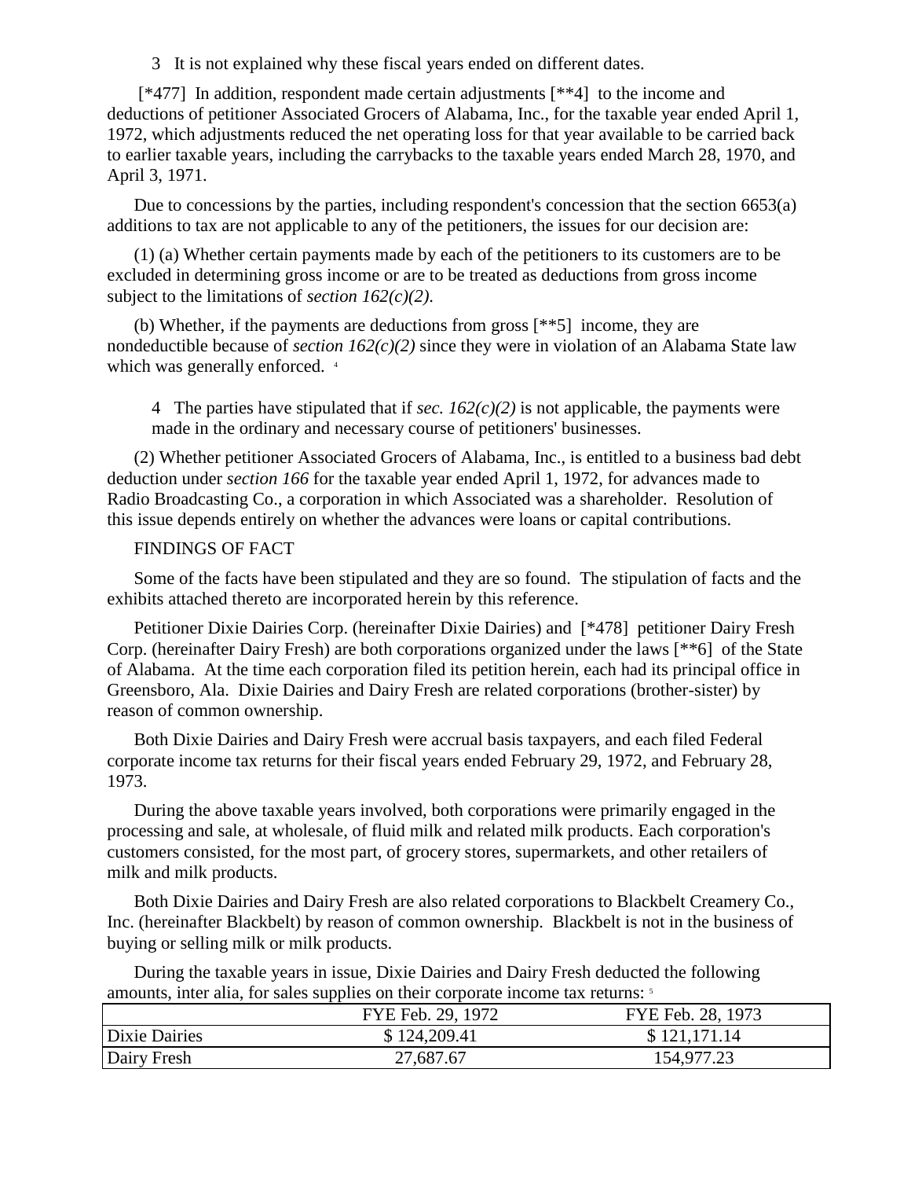3 It is not explained why these fiscal years ended on different dates.

[*477] In addition, respondent made certain adjustments [**4] to the income and deductions of petitioner Associated Grocers of Alabama, Inc., for the taxable year ended April 1, 1972, which adjustments reduced the net operating loss for that year available to be carried back to earlier taxable years, including the carrybacks to the taxable years ended March 28, 1970, and April 3, 1971.

Due to concessions by the parties, including respondent's concession that the section 6653(a) additions to tax are not applicable to any of the petitioners, the issues for our decision are:

(1) (a) Whether certain payments made by each of the petitioners to its customers are to be excluded in determining gross income or are to be treated as deductions from gross income subject to the limitations of *section 162(c)(2)*.

(b) Whether, if the payments are deductions from gross [**5] income, they are nondeductible because of *section 162(c)(2)* since they were in violation of an Alabama State law which was generally enforced. [4]

4 The parties have stipulated that if *sec. 162(c)(2)* is not applicable, the payments were made in the ordinary and necessary course of petitioners' businesses.

(2) Whether petitioner Associated Grocers of Alabama, Inc., is entitled to a business bad debt deduction under *section 166* for the taxable year ended April 1, 1972, for advances made to Radio Broadcasting Co., a corporation in which Associated was a shareholder. Resolution of this issue depends entirely on whether the advances were loans or capital contributions.

FINDINGS OF FACT

Some of the facts have been stipulated and they are so found. The stipulation of facts and the exhibits attached thereto are incorporated herein by this reference.

Petitioner Dixie Dairies Corp. (hereinafter Dixie Dairies) and [*478] petitioner Dairy Fresh Corp. (hereinafter Dairy Fresh) are both corporations organized under the laws [**6] of the State of Alabama. At the time each corporation filed its petition herein, each had its principal office in Greensboro, Ala. Dixie Dairies and Dairy Fresh are related corporations (brother-sister) by reason of common ownership.

Both Dixie Dairies and Dairy Fresh were accrual basis taxpayers, and each filed Federal corporate income tax returns for their fiscal years ended February 29, 1972, and February 28, 1973.

During the above taxable years involved, both corporations were primarily engaged in the processing and sale, at wholesale, of fluid milk and related milk products. Each corporation's customers consisted, for the most part, of grocery stores, supermarkets, and other retailers of milk and milk products.

Both Dixie Dairies and Dairy Fresh are also related corporations to Blackbelt Creamery Co., Inc. (hereinafter Blackbelt) by reason of common ownership. Blackbelt is not in the business of buying or selling milk or milk products.

During the taxable years in issue, Dixie Dairies and Dairy Fresh deducted the following amounts, inter alia, for sales supplies on their corporate income tax returns: [5]

| | FYE Feb. 29, 1972 | FYE Feb. 28, 1973 |
|---|---|---|
| Dixie Dairies | $ 124,209.41 | $ 121,171.14 |
| Dairy Fresh | 27,687.67 | 154,977.23 |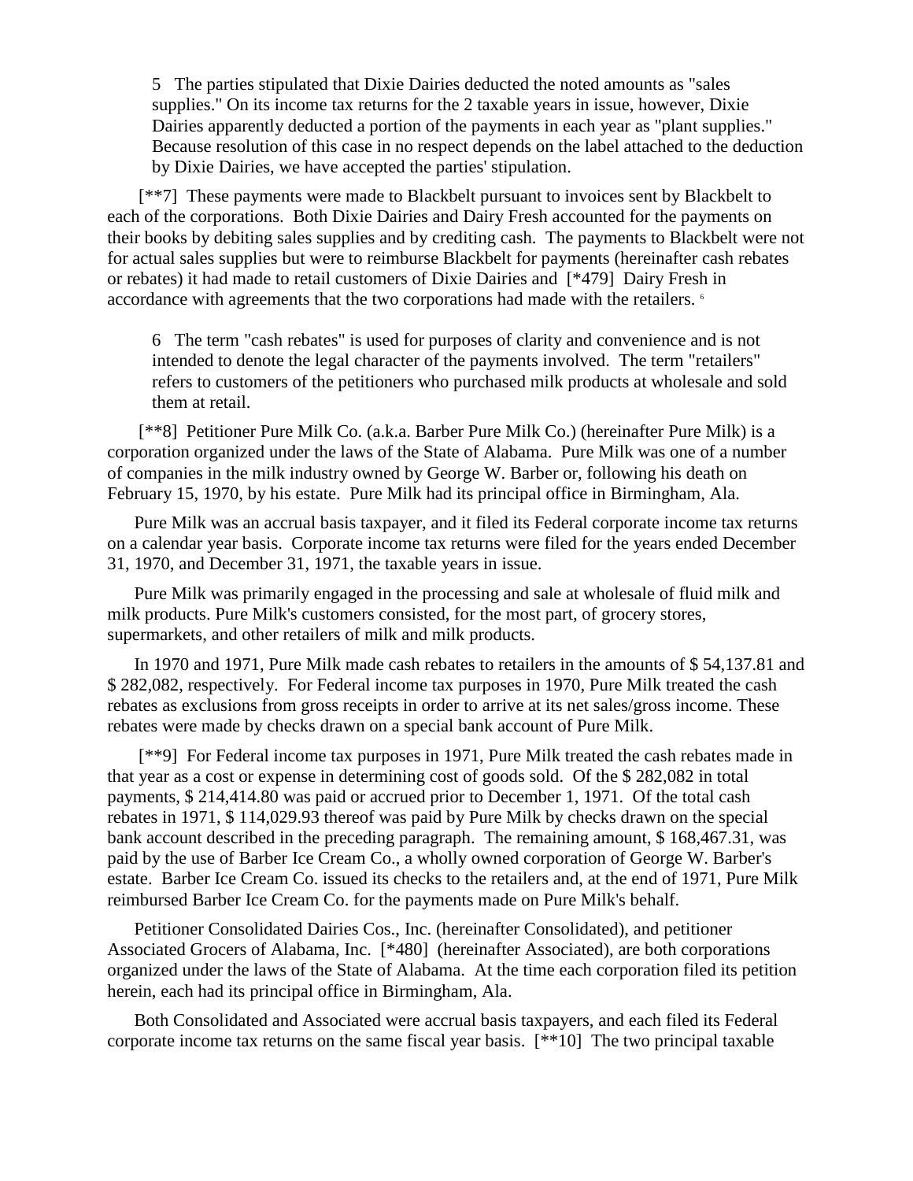5 The parties stipulated that Dixie Dairies deducted the noted amounts as "sales supplies." On its income tax returns for the 2 taxable years in issue, however, Dixie Dairies apparently deducted a portion of the payments in each year as "plant supplies." Because resolution of this case in no respect depends on the label attached to the deduction by Dixie Dairies, we have accepted the parties' stipulation.

[**7] These payments were made to Blackbelt pursuant to invoices sent by Blackbelt to each of the corporations. Both Dixie Dairies and Dairy Fresh accounted for the payments on their books by debiting sales supplies and by crediting cash. The payments to Blackbelt were not for actual sales supplies but were to reimburse Blackbelt for payments (hereinafter cash rebates or rebates) it had made to retail customers of Dixie Dairies and [*479] Dairy Fresh in accordance with agreements that the two corporations had made with the retailers. [6]

6 The term "cash rebates" is used for purposes of clarity and convenience and is not intended to denote the legal character of the payments involved. The term "retailers" refers to customers of the petitioners who purchased milk products at wholesale and sold them at retail.

[**8] Petitioner Pure Milk Co. (a.k.a. Barber Pure Milk Co.) (hereinafter Pure Milk) is a corporation organized under the laws of the State of Alabama. Pure Milk was one of a number of companies in the milk industry owned by George W. Barber or, following his death on February 15, 1970, by his estate. Pure Milk had its principal office in Birmingham, Ala.

Pure Milk was an accrual basis taxpayer, and it filed its Federal corporate income tax returns on a calendar year basis. Corporate income tax returns were filed for the years ended December 31, 1970, and December 31, 1971, the taxable years in issue.

Pure Milk was primarily engaged in the processing and sale at wholesale of fluid milk and milk products. Pure Milk's customers consisted, for the most part, of grocery stores, supermarkets, and other retailers of milk and milk products.

In 1970 and 1971, Pure Milk made cash rebates to retailers in the amounts of $ 54,137.81 and $ 282,082, respectively. For Federal income tax purposes in 1970, Pure Milk treated the cash rebates as exclusions from gross receipts in order to arrive at its net sales/gross income. These rebates were made by checks drawn on a special bank account of Pure Milk.

[**9] For Federal income tax purposes in 1971, Pure Milk treated the cash rebates made in that year as a cost or expense in determining cost of goods sold. Of the $ 282,082 in total payments, $ 214,414.80 was paid or accrued prior to December 1, 1971. Of the total cash rebates in 1971, $ 114,029.93 thereof was paid by Pure Milk by checks drawn on the special bank account described in the preceding paragraph. The remaining amount, $ 168,467.31, was paid by the use of Barber Ice Cream Co., a wholly owned corporation of George W. Barber's estate. Barber Ice Cream Co. issued its checks to the retailers and, at the end of 1971, Pure Milk reimbursed Barber Ice Cream Co. for the payments made on Pure Milk's behalf.

Petitioner Consolidated Dairies Cos., Inc. (hereinafter Consolidated), and petitioner Associated Grocers of Alabama, Inc. [*480] (hereinafter Associated), are both corporations organized under the laws of the State of Alabama. At the time each corporation filed its petition herein, each had its principal office in Birmingham, Ala.

Both Consolidated and Associated were accrual basis taxpayers, and each filed its Federal corporate income tax returns on the same fiscal year basis. [**10] The two principal taxable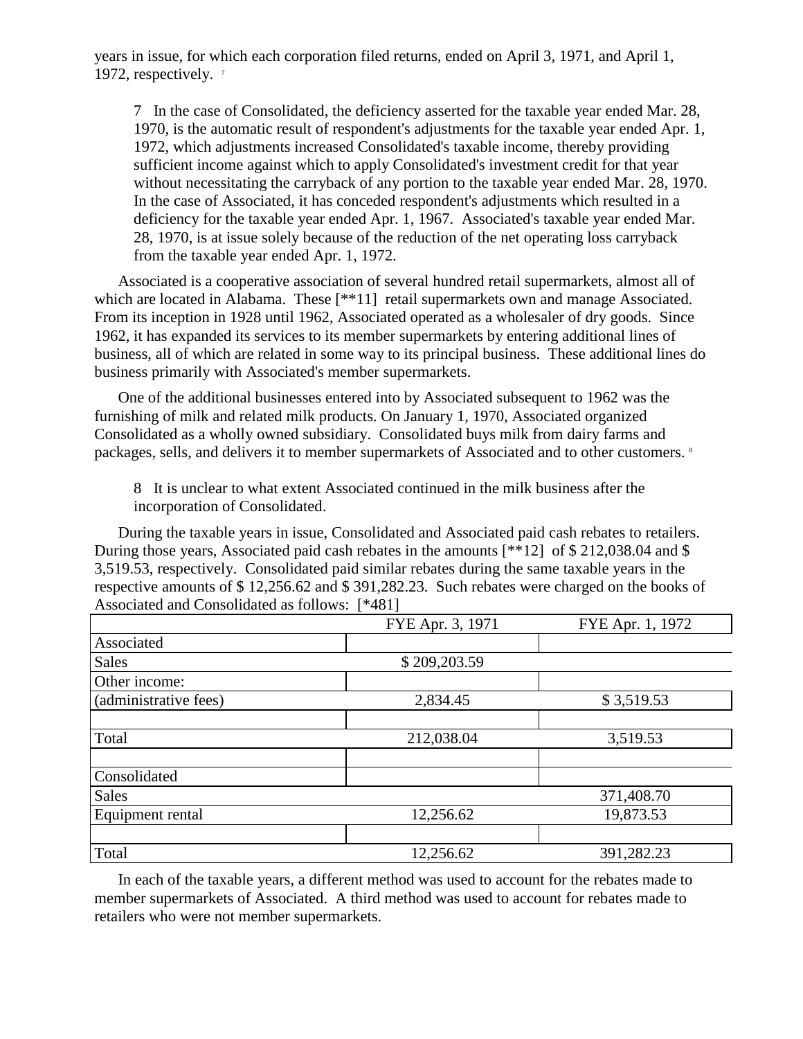years in issue, for which each corporation filed returns, ended on April 3, 1971, and April 1, 1972, respectively. [7]

> 7 In the case of Consolidated, the deficiency asserted for the taxable year ended Mar. 28, 1970, is the automatic result of respondent's adjustments for the taxable year ended Apr. 1, 1972, which adjustments increased Consolidated's taxable income, thereby providing sufficient income against which to apply Consolidated's investment credit for that year without necessitating the carryback of any portion to the taxable year ended Mar. 28, 1970. In the case of Associated, it has conceded respondent's adjustments which resulted in a deficiency for the taxable year ended Apr. 1, 1967. Associated's taxable year ended Mar. 28, 1970, is at issue solely because of the reduction of the net operating loss carryback from the taxable year ended Apr. 1, 1972.

Associated is a cooperative association of several hundred retail supermarkets, almost all of which are located in Alabama. These [**11] retail supermarkets own and manage Associated. From its inception in 1928 until 1962, Associated operated as a wholesaler of dry goods. Since 1962, it has expanded its services to its member supermarkets by entering additional lines of business, all of which are related in some way to its principal business. These additional lines do business primarily with Associated's member supermarkets.

One of the additional businesses entered into by Associated subsequent to 1962 was the furnishing of milk and related milk products. On January 1, 1970, Associated organized Consolidated as a wholly owned subsidiary. Consolidated buys milk from dairy farms and packages, sells, and delivers it to member supermarkets of Associated and to other customers. [8]

> 8 It is unclear to what extent Associated continued in the milk business after the incorporation of Consolidated.

During the taxable years in issue, Consolidated and Associated paid cash rebates to retailers. During those years, Associated paid cash rebates in the amounts [**12] of $ 212,038.04 and $ 3,519.53, respectively. Consolidated paid similar rebates during the same taxable years in the respective amounts of $ 12,256.62 and $ 391,282.23. Such rebates were charged on the books of Associated and Consolidated as follows: [*481]

| | FYE Apr. 3, 1971 | FYE Apr. 1, 1972 |
|---|---|---|
| Associated | | |
| Sales | $ 209,203.59 | |
| Other income: | | |
| (administrative fees) | 2,834.45 | $ 3,519.53 |
| | | |
| Total | 212,038.04 | 3,519.53 |
| | | |
| Consolidated | | |
| Sales | | 371,408.70 |
| Equipment rental | 12,256.62 | 19,873.53 |
| | | |
| Total | 12,256.62 | 391,282.23 |

In each of the taxable years, a different method was used to account for the rebates made to member supermarkets of Associated. A third method was used to account for rebates made to retailers who were not member supermarkets.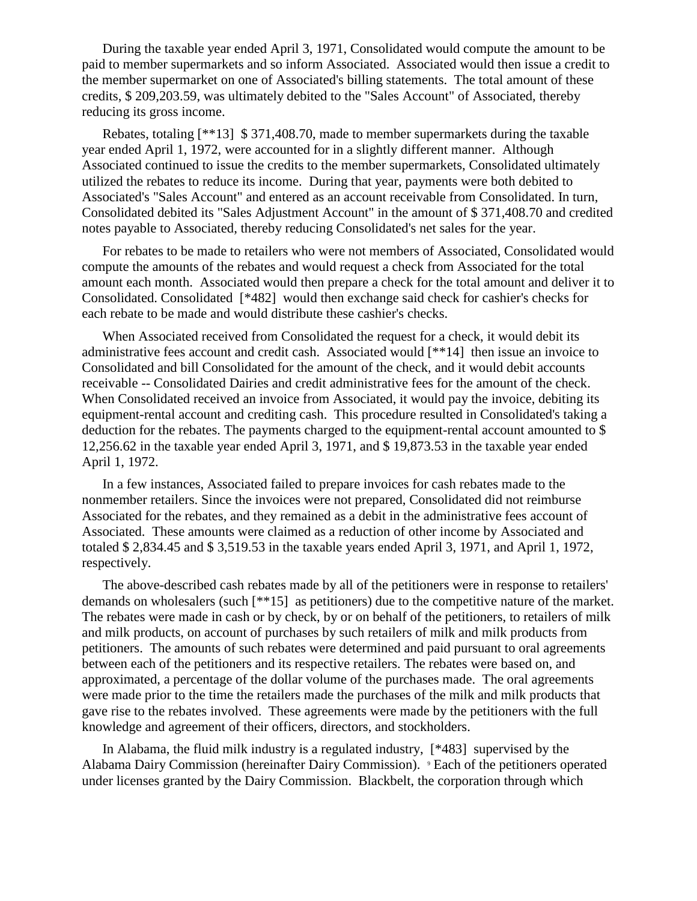During the taxable year ended April 3, 1971, Consolidated would compute the amount to be paid to member supermarkets and so inform Associated. Associated would then issue a credit to the member supermarket on one of Associated's billing statements. The total amount of these credits, $ 209,203.59, was ultimately debited to the "Sales Account" of Associated, thereby reducing its gross income.

Rebates, totaling [**13] $ 371,408.70, made to member supermarkets during the taxable year ended April 1, 1972, were accounted for in a slightly different manner. Although Associated continued to issue the credits to the member supermarkets, Consolidated ultimately utilized the rebates to reduce its income. During that year, payments were both debited to Associated's "Sales Account" and entered as an account receivable from Consolidated. In turn, Consolidated debited its "Sales Adjustment Account" in the amount of $ 371,408.70 and credited notes payable to Associated, thereby reducing Consolidated's net sales for the year.

For rebates to be made to retailers who were not members of Associated, Consolidated would compute the amounts of the rebates and would request a check from Associated for the total amount each month. Associated would then prepare a check for the total amount and deliver it to Consolidated. Consolidated [*482] would then exchange said check for cashier's checks for each rebate to be made and would distribute these cashier's checks.

When Associated received from Consolidated the request for a check, it would debit its administrative fees account and credit cash. Associated would [**14] then issue an invoice to Consolidated and bill Consolidated for the amount of the check, and it would debit accounts receivable -- Consolidated Dairies and credit administrative fees for the amount of the check. When Consolidated received an invoice from Associated, it would pay the invoice, debiting its equipment-rental account and crediting cash. This procedure resulted in Consolidated's taking a deduction for the rebates. The payments charged to the equipment-rental account amounted to $ 12,256.62 in the taxable year ended April 3, 1971, and $ 19,873.53 in the taxable year ended April 1, 1972.

In a few instances, Associated failed to prepare invoices for cash rebates made to the nonmember retailers. Since the invoices were not prepared, Consolidated did not reimburse Associated for the rebates, and they remained as a debit in the administrative fees account of Associated. These amounts were claimed as a reduction of other income by Associated and totaled $ 2,834.45 and $ 3,519.53 in the taxable years ended April 3, 1971, and April 1, 1972, respectively.

The above-described cash rebates made by all of the petitioners were in response to retailers' demands on wholesalers (such [**15] as petitioners) due to the competitive nature of the market. The rebates were made in cash or by check, by or on behalf of the petitioners, to retailers of milk and milk products, on account of purchases by such retailers of milk and milk products from petitioners. The amounts of such rebates were determined and paid pursuant to oral agreements between each of the petitioners and its respective retailers. The rebates were based on, and approximated, a percentage of the dollar volume of the purchases made. The oral agreements were made prior to the time the retailers made the purchases of the milk and milk products that gave rise to the rebates involved. These agreements were made by the petitioners with the full knowledge and agreement of their officers, directors, and stockholders.

In Alabama, the fluid milk industry is a regulated industry, [*483] supervised by the Alabama Dairy Commission (hereinafter Dairy Commission). [9] Each of the petitioners operated under licenses granted by the Dairy Commission. Blackbelt, the corporation through which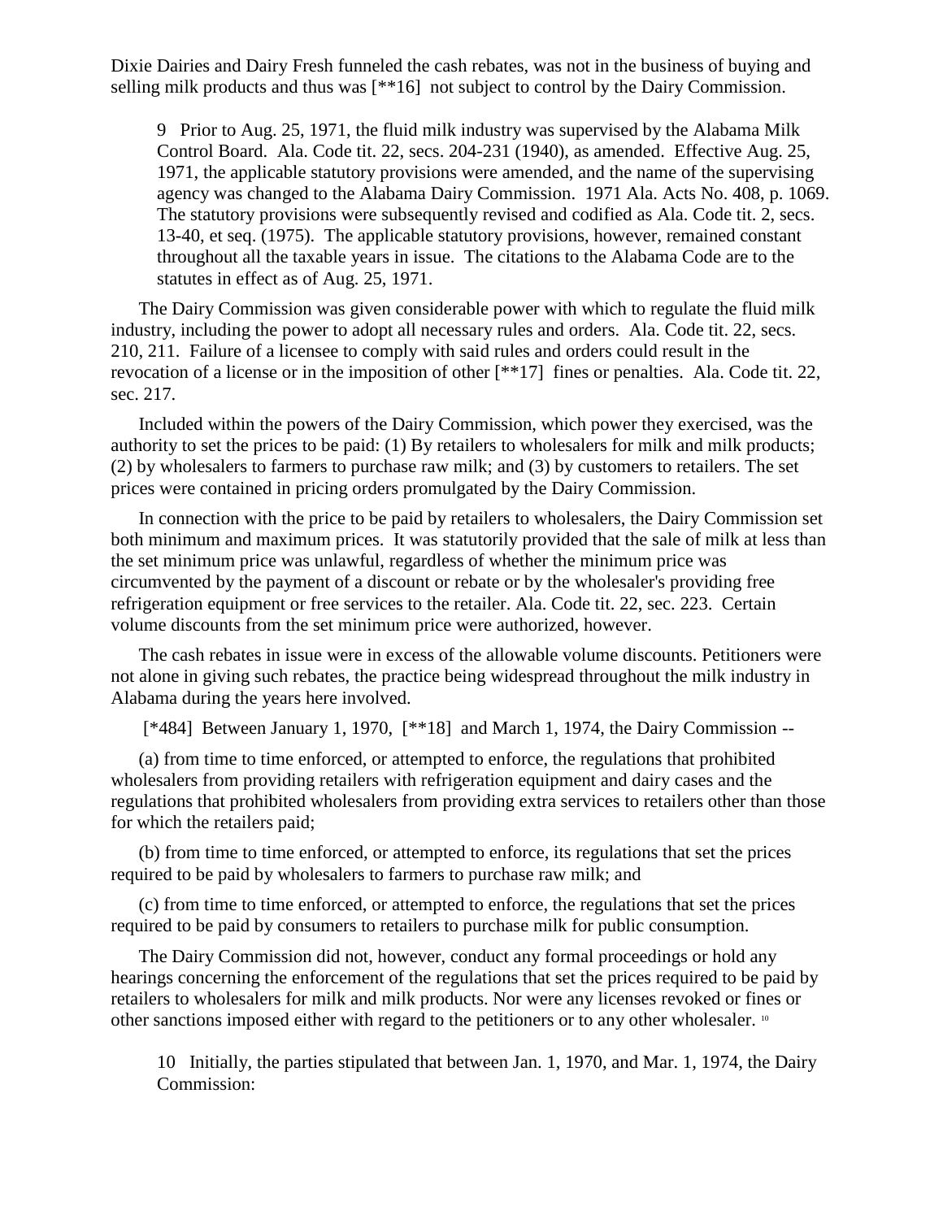Dixie Dairies and Dairy Fresh funneled the cash rebates, was not in the business of buying and selling milk products and thus was [**16] not subject to control by the Dairy Commission.

> 9 Prior to Aug. 25, 1971, the fluid milk industry was supervised by the Alabama Milk Control Board. Ala. Code tit. 22, secs. 204-231 (1940), as amended. Effective Aug. 25, 1971, the applicable statutory provisions were amended, and the name of the supervising agency was changed to the Alabama Dairy Commission. 1971 Ala. Acts No. 408, p. 1069. The statutory provisions were subsequently revised and codified as Ala. Code tit. 2, secs. 13-40, et seq. (1975). The applicable statutory provisions, however, remained constant throughout all the taxable years in issue. The citations to the Alabama Code are to the statutes in effect as of Aug. 25, 1971.

The Dairy Commission was given considerable power with which to regulate the fluid milk industry, including the power to adopt all necessary rules and orders. Ala. Code tit. 22, secs. 210, 211. Failure of a licensee to comply with said rules and orders could result in the revocation of a license or in the imposition of other [**17] fines or penalties. Ala. Code tit. 22, sec. 217.

Included within the powers of the Dairy Commission, which power they exercised, was the authority to set the prices to be paid: (1) By retailers to wholesalers for milk and milk products; (2) by wholesalers to farmers to purchase raw milk; and (3) by customers to retailers. The set prices were contained in pricing orders promulgated by the Dairy Commission.

In connection with the price to be paid by retailers to wholesalers, the Dairy Commission set both minimum and maximum prices. It was statutorily provided that the sale of milk at less than the set minimum price was unlawful, regardless of whether the minimum price was circumvented by the payment of a discount or rebate or by the wholesaler's providing free refrigeration equipment or free services to the retailer. Ala. Code tit. 22, sec. 223. Certain volume discounts from the set minimum price were authorized, however.

The cash rebates in issue were in excess of the allowable volume discounts. Petitioners were not alone in giving such rebates, the practice being widespread throughout the milk industry in Alabama during the years here involved.

[*484] Between January 1, 1970, [**18] and March 1, 1974, the Dairy Commission --

(a) from time to time enforced, or attempted to enforce, the regulations that prohibited wholesalers from providing retailers with refrigeration equipment and dairy cases and the regulations that prohibited wholesalers from providing extra services to retailers other than those for which the retailers paid;

(b) from time to time enforced, or attempted to enforce, its regulations that set the prices required to be paid by wholesalers to farmers to purchase raw milk; and

(c) from time to time enforced, or attempted to enforce, the regulations that set the prices required to be paid by consumers to retailers to purchase milk for public consumption.

The Dairy Commission did not, however, conduct any formal proceedings or hold any hearings concerning the enforcement of the regulations that set the prices required to be paid by retailers to wholesalers for milk and milk products. Nor were any licenses revoked or fines or other sanctions imposed either with regard to the petitioners or to any other wholesaler. [10]

> 10 Initially, the parties stipulated that between Jan. 1, 1970, and Mar. 1, 1974, the Dairy Commission: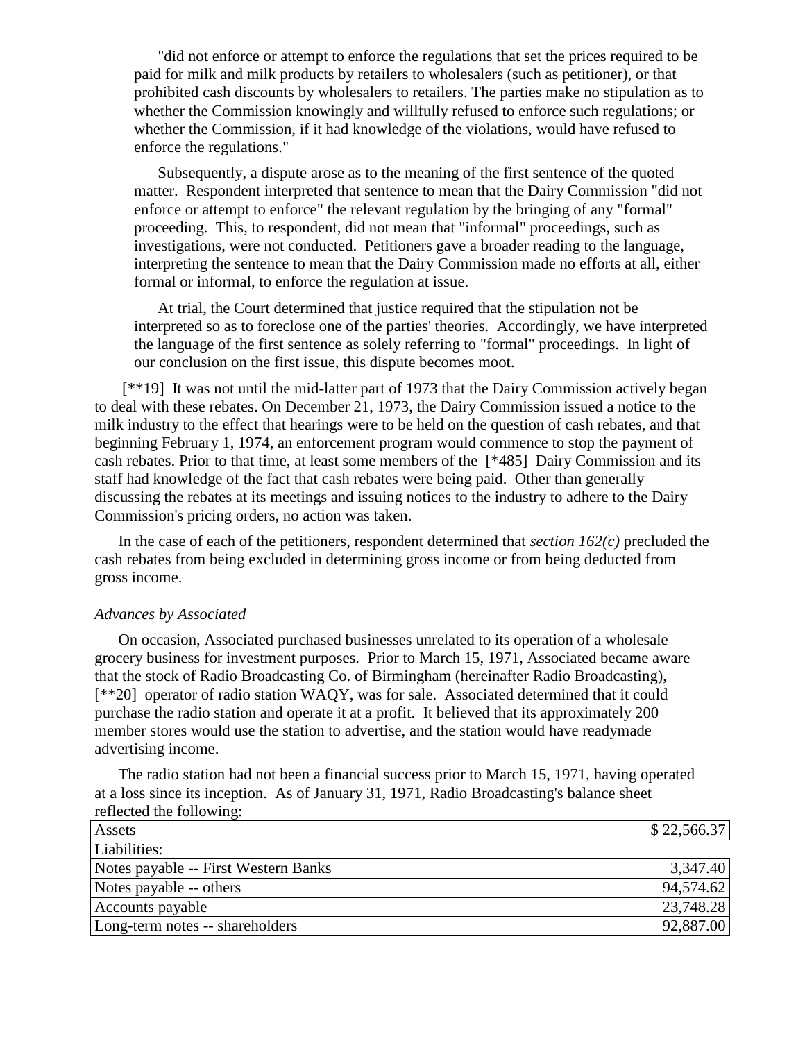> "did not enforce or attempt to enforce the regulations that set the prices required to be paid for milk and milk products by retailers to wholesalers (such as petitioner), or that prohibited cash discounts by wholesalers to retailers. The parties make no stipulation as to whether the Commission knowingly and willfully refused to enforce such regulations; or whether the Commission, if it had knowledge of the violations, would have refused to enforce the regulations."
>
> Subsequently, a dispute arose as to the meaning of the first sentence of the quoted matter. Respondent interpreted that sentence to mean that the Dairy Commission "did not enforce or attempt to enforce" the relevant regulation by the bringing of any "formal" proceeding. This, to respondent, did not mean that "informal" proceedings, such as investigations, were not conducted. Petitioners gave a broader reading to the language, interpreting the sentence to mean that the Dairy Commission made no efforts at all, either formal or informal, to enforce the regulation at issue.
>
> At trial, the Court determined that justice required that the stipulation not be interpreted so as to foreclose one of the parties' theories. Accordingly, we have interpreted the language of the first sentence as solely referring to "formal" proceedings. In light of our conclusion on the first issue, this dispute becomes moot.

[**19] It was not until the mid-latter part of 1973 that the Dairy Commission actively began to deal with these rebates. On December 21, 1973, the Dairy Commission issued a notice to the milk industry to the effect that hearings were to be held on the question of cash rebates, and that beginning February 1, 1974, an enforcement program would commence to stop the payment of cash rebates. Prior to that time, at least some members of the [*485] Dairy Commission and its staff had knowledge of the fact that cash rebates were being paid. Other than generally discussing the rebates at its meetings and issuing notices to the industry to adhere to the Dairy Commission's pricing orders, no action was taken.

In the case of each of the petitioners, respondent determined that *section 162(c)* precluded the cash rebates from being excluded in determining gross income or from being deducted from gross income.

*Advances by Associated*

On occasion, Associated purchased businesses unrelated to its operation of a wholesale grocery business for investment purposes. Prior to March 15, 1971, Associated became aware that the stock of Radio Broadcasting Co. of Birmingham (hereinafter Radio Broadcasting), [**20] operator of radio station WAQY, was for sale. Associated determined that it could purchase the radio station and operate it at a profit. It believed that its approximately 200 member stores would use the station to advertise, and the station would have readymade advertising income.

The radio station had not been a financial success prior to March 15, 1971, having operated at a loss since its inception. As of January 31, 1971, Radio Broadcasting's balance sheet reflected the following:

| Assets | $ 22,566.37 |
|---|---|
| Liabilities: | |
| Notes payable -- First Western Banks | 3,347.40 |
| Notes payable -- others | 94,574.62 |
| Accounts payable | 23,748.28 |
| Long-term notes -- shareholders | 92,887.00 |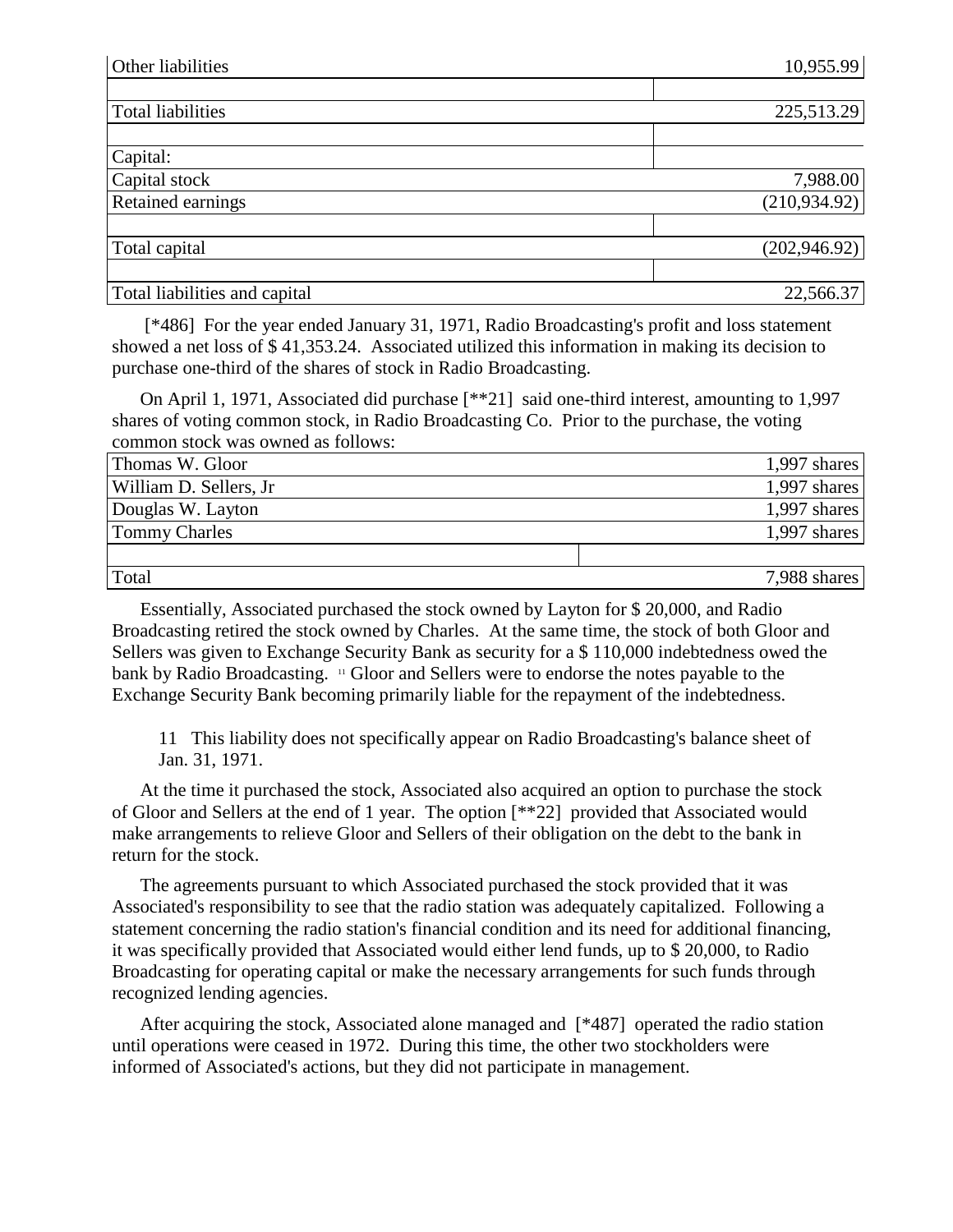| | |
|---|---|
| Other liabilities | 10,955.99 |
| | |
| Total liabilities | 225,513.29 |
| | |
| Capital: | |
| Capital stock | 7,988.00 |
| Retained earnings | (210,934.92) |
| | |
| Total capital | (202,946.92) |
| | |
| Total liabilities and capital | 22,566.37 |

[*486] For the year ended January 31, 1971, Radio Broadcasting's profit and loss statement showed a net loss of $ 41,353.24. Associated utilized this information in making its decision to purchase one-third of the shares of stock in Radio Broadcasting.

On April 1, 1971, Associated did purchase [**21] said one-third interest, amounting to 1,997 shares of voting common stock, in Radio Broadcasting Co. Prior to the purchase, the voting common stock was owned as follows:

| | |
|---|---|
| Thomas W. Gloor | 1,997 shares |
| William D. Sellers, Jr | 1,997 shares |
| Douglas W. Layton | 1,997 shares |
| Tommy Charles | 1,997 shares |
| | |
| Total | 7,988 shares |

Essentially, Associated purchased the stock owned by Layton for $ 20,000, and Radio Broadcasting retired the stock owned by Charles. At the same time, the stock of both Gloor and Sellers was given to Exchange Security Bank as security for a $ 110,000 indebtedness owed the bank by Radio Broadcasting. [11] Gloor and Sellers were to endorse the notes payable to the Exchange Security Bank becoming primarily liable for the repayment of the indebtedness.

11 This liability does not specifically appear on Radio Broadcasting's balance sheet of Jan. 31, 1971.

At the time it purchased the stock, Associated also acquired an option to purchase the stock of Gloor and Sellers at the end of 1 year. The option [**22] provided that Associated would make arrangements to relieve Gloor and Sellers of their obligation on the debt to the bank in return for the stock.

The agreements pursuant to which Associated purchased the stock provided that it was Associated's responsibility to see that the radio station was adequately capitalized. Following a statement concerning the radio station's financial condition and its need for additional financing, it was specifically provided that Associated would either lend funds, up to $ 20,000, to Radio Broadcasting for operating capital or make the necessary arrangements for such funds through recognized lending agencies.

After acquiring the stock, Associated alone managed and [*487] operated the radio station until operations were ceased in 1972. During this time, the other two stockholders were informed of Associated's actions, but they did not participate in management.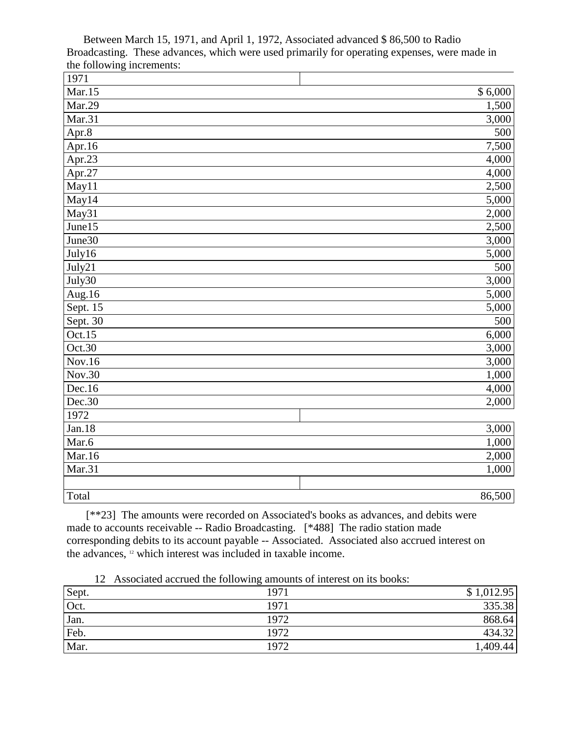Between March 15, 1971, and April 1, 1972, Associated advanced $ 86,500 to Radio Broadcasting. These advances, which were used primarily for operating expenses, were made in the following increments:

| 1971 | |
|---|---|
| Mar.15 | $ 6,000 |
| Mar.29 | 1,500 |
| Mar.31 | 3,000 |
| Apr.8 | 500 |
| Apr.16 | 7,500 |
| Apr.23 | 4,000 |
| Apr.27 | 4,000 |
| May11 | 2,500 |
| May14 | 5,000 |
| May31 | 2,000 |
| June15 | 2,500 |
| June30 | 3,000 |
| July16 | 5,000 |
| July21 | 500 |
| July30 | 3,000 |
| Aug.16 | 5,000 |
| Sept. 15 | 5,000 |
| Sept. 30 | 500 |
| Oct.15 | 6,000 |
| Oct.30 | 3,000 |
| Nov.16 | 3,000 |
| Nov.30 | 1,000 |
| Dec.16 | 4,000 |
| Dec.30 | 2,000 |
| 1972 | |
| Jan.18 | 3,000 |
| Mar.6 | 1,000 |
| Mar.16 | 2,000 |
| Mar.31 | 1,000 |
| | |
| Total | 86,500 |

[**23] The amounts were recorded on Associated's books as advances, and debits were made to accounts receivable -- Radio Broadcasting. [*488] The radio station made corresponding debits to its account payable -- Associated. Associated also accrued interest on the advances, [12] which interest was included in taxable income.

12 Associated accrued the following amounts of interest on its books:

| | | |
|---|---|---|
| Sept. | 1971 | $ 1,012.95 |
| Oct. | 1971 | 335.38 |
| Jan. | 1972 | 868.64 |
| Feb. | 1972 | 434.32 |
| Mar. | 1972 | 1,409.44 |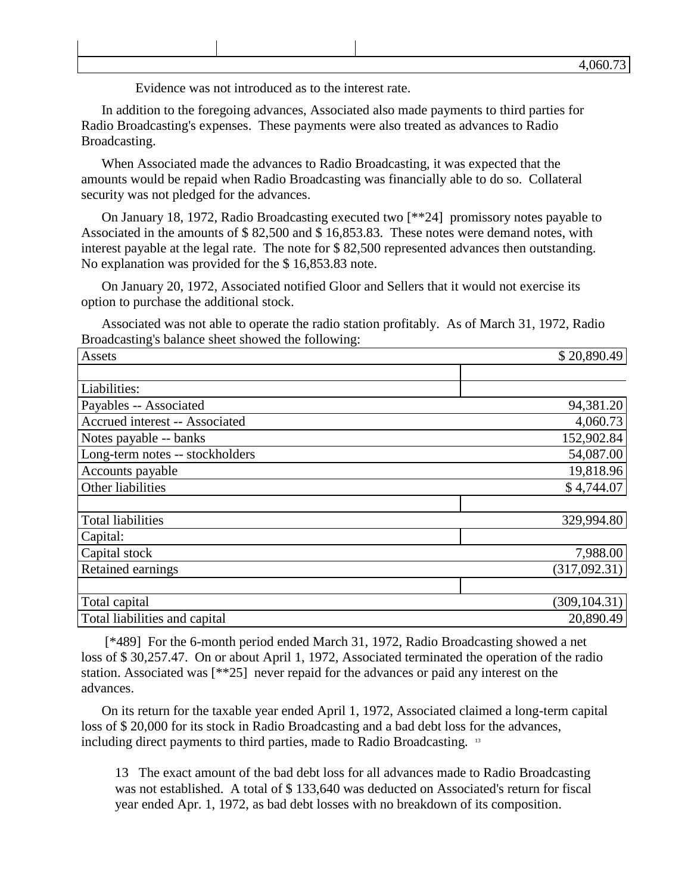| | | |
|---|---|---|
| | | 4,060.73 |

Evidence was not introduced as to the interest rate.

In addition to the foregoing advances, Associated also made payments to third parties for Radio Broadcasting's expenses. These payments were also treated as advances to Radio Broadcasting.

When Associated made the advances to Radio Broadcasting, it was expected that the amounts would be repaid when Radio Broadcasting was financially able to do so. Collateral security was not pledged for the advances.

On January 18, 1972, Radio Broadcasting executed two [**24] promissory notes payable to Associated in the amounts of $ 82,500 and $ 16,853.83. These notes were demand notes, with interest payable at the legal rate. The note for $ 82,500 represented advances then outstanding. No explanation was provided for the $ 16,853.83 note.

On January 20, 1972, Associated notified Gloor and Sellers that it would not exercise its option to purchase the additional stock.

Associated was not able to operate the radio station profitably. As of March 31, 1972, Radio Broadcasting's balance sheet showed the following:

| | |
|---|---|
| Assets | $ 20,890.49 |
| | |
| Liabilities: | |
| Payables -- Associated | 94,381.20 |
| Accrued interest -- Associated | 4,060.73 |
| Notes payable -- banks | 152,902.84 |
| Long-term notes -- stockholders | 54,087.00 |
| Accounts payable | 19,818.96 |
| Other liabilities | $ 4,744.07 |
| | |
| Total liabilities | 329,994.80 |
| Capital: | |
| Capital stock | 7,988.00 |
| Retained earnings | (317,092.31) |
| | |
| Total capital | (309,104.31) |
| Total liabilities and capital | 20,890.49 |

[*489] For the 6-month period ended March 31, 1972, Radio Broadcasting showed a net loss of $ 30,257.47. On or about April 1, 1972, Associated terminated the operation of the radio station. Associated was [**25] never repaid for the advances or paid any interest on the advances.

On its return for the taxable year ended April 1, 1972, Associated claimed a long-term capital loss of $ 20,000 for its stock in Radio Broadcasting and a bad debt loss for the advances, including direct payments to third parties, made to Radio Broadcasting. [13]

13 The exact amount of the bad debt loss for all advances made to Radio Broadcasting was not established. A total of $ 133,640 was deducted on Associated's return for fiscal year ended Apr. 1, 1972, as bad debt losses with no breakdown of its composition.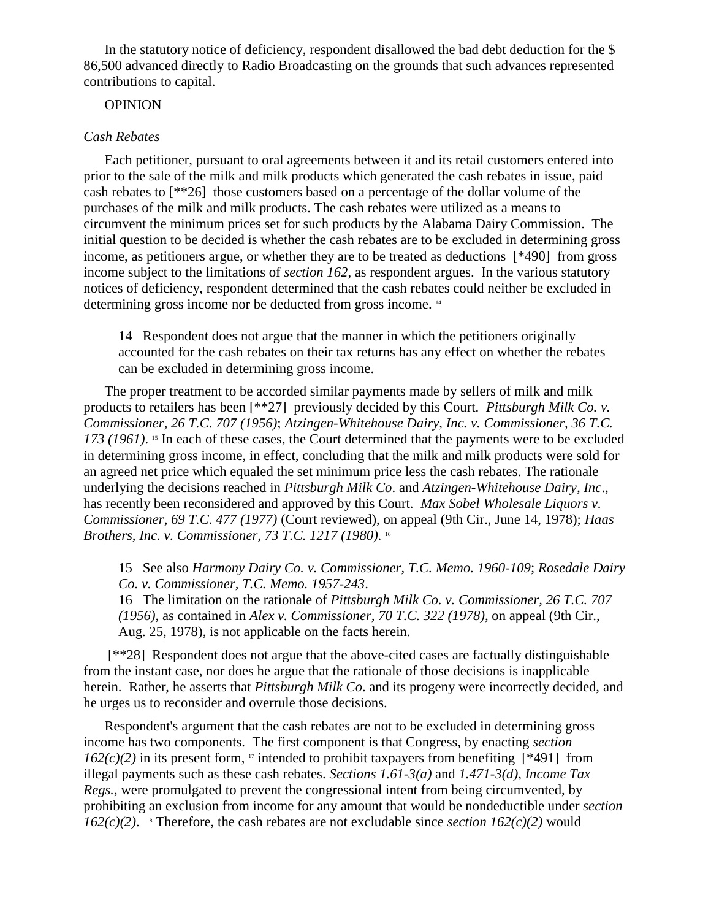In the statutory notice of deficiency, respondent disallowed the bad debt deduction for the $ 86,500 advanced directly to Radio Broadcasting on the grounds that such advances represented contributions to capital.

OPINION

*Cash Rebates*

Each petitioner, pursuant to oral agreements between it and its retail customers entered into prior to the sale of the milk and milk products which generated the cash rebates in issue, paid cash rebates to [**26] those customers based on a percentage of the dollar volume of the purchases of the milk and milk products. The cash rebates were utilized as a means to circumvent the minimum prices set for such products by the Alabama Dairy Commission. The initial question to be decided is whether the cash rebates are to be excluded in determining gross income, as petitioners argue, or whether they are to be treated as deductions [*490] from gross income subject to the limitations of *section 162*, as respondent argues. In the various statutory notices of deficiency, respondent determined that the cash rebates could neither be excluded in determining gross income nor be deducted from gross income. [14]

> 14 Respondent does not argue that the manner in which the petitioners originally accounted for the cash rebates on their tax returns has any effect on whether the rebates can be excluded in determining gross income.

The proper treatment to be accorded similar payments made by sellers of milk and milk products to retailers has been [**27] previously decided by this Court. *Pittsburgh Milk Co. v. Commissioner, 26 T.C. 707 (1956)*; *Atzingen-Whitehouse Dairy, Inc. v. Commissioner, 36 T.C. 173 (1961)*. [15] In each of these cases, the Court determined that the payments were to be excluded in determining gross income, in effect, concluding that the milk and milk products were sold for an agreed net price which equaled the set minimum price less the cash rebates. The rationale underlying the decisions reached in *Pittsburgh Milk Co*. and *Atzingen-Whitehouse Dairy, Inc*., has recently been reconsidered and approved by this Court. *Max Sobel Wholesale Liquors v. Commissioner, 69 T.C. 477 (1977)* (Court reviewed), on appeal (9th Cir., June 14, 1978); *Haas Brothers, Inc. v. Commissioner, 73 T.C. 1217 (1980)*. [16]

> 15 See also *Harmony Dairy Co. v. Commissioner, T.C. Memo. 1960-109*; *Rosedale Dairy Co. v. Commissioner, T.C. Memo. 1957-243*.
>
> 16 The limitation on the rationale of *Pittsburgh Milk Co. v. Commissioner, 26 T.C. 707 (1956)*, as contained in *Alex v. Commissioner, 70 T.C. 322 (1978)*, on appeal (9th Cir., Aug. 25, 1978), is not applicable on the facts herein.

[**28] Respondent does not argue that the above-cited cases are factually distinguishable from the instant case, nor does he argue that the rationale of those decisions is inapplicable herein. Rather, he asserts that *Pittsburgh Milk Co*. and its progeny were incorrectly decided, and he urges us to reconsider and overrule those decisions.

Respondent's argument that the cash rebates are not to be excluded in determining gross income has two components. The first component is that Congress, by enacting *section 162(c)(2)* in its present form, [17] intended to prohibit taxpayers from benefiting [*491] from illegal payments such as these cash rebates. *Sections 1.61-3(a)* and *1.471-3(d), Income Tax Regs.*, were promulgated to prevent the congressional intent from being circumvented, by prohibiting an exclusion from income for any amount that would be nondeductible under *section 162(c)(2)*. [18] Therefore, the cash rebates are not excludable since *section 162(c)(2)* would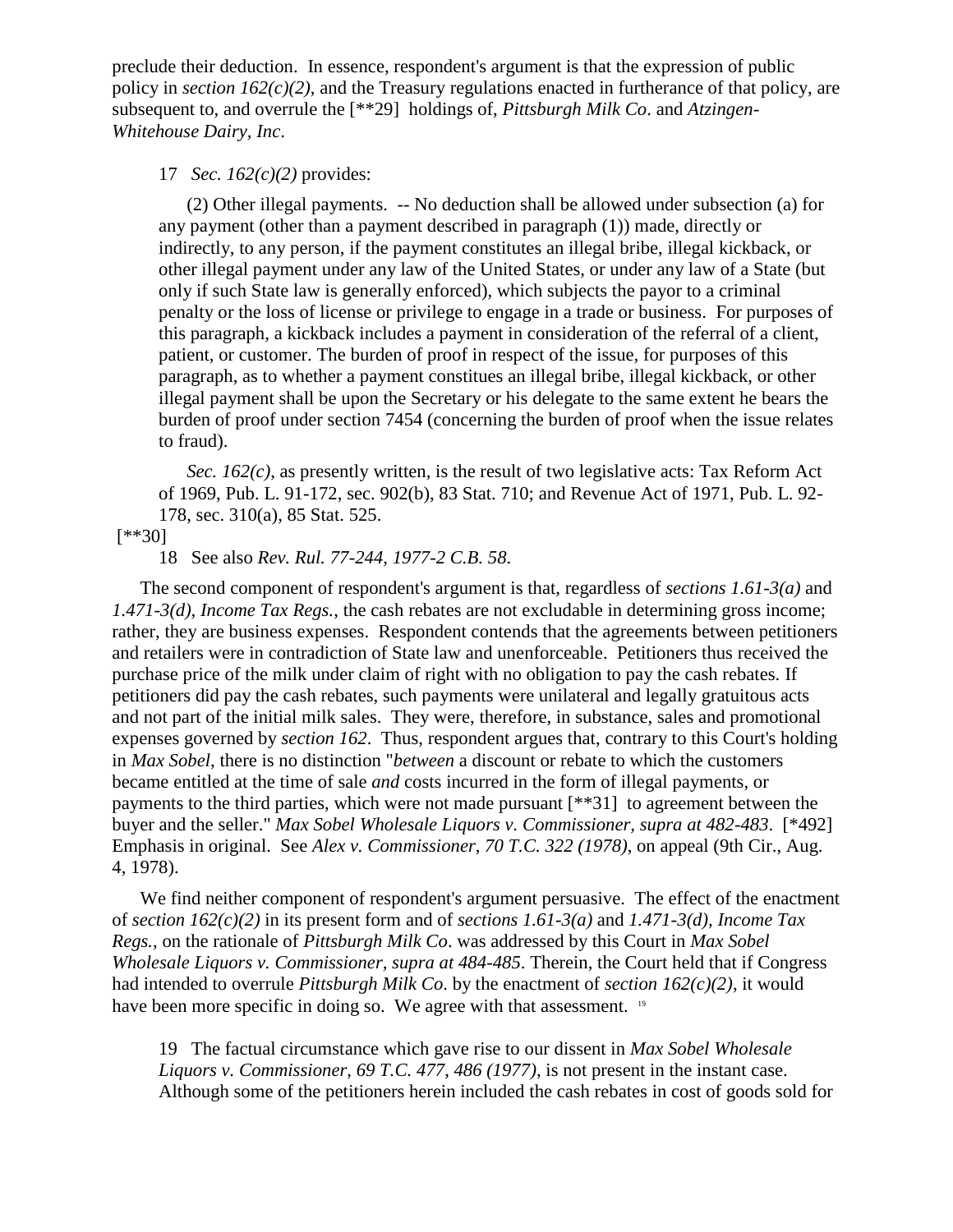preclude their deduction. In essence, respondent's argument is that the expression of public policy in *section 162(c)(2)*, and the Treasury regulations enacted in furtherance of that policy, are subsequent to, and overrule the [**29] holdings of, *Pittsburgh Milk Co.* and *Atzingen-Whitehouse Dairy, Inc.*

> 17 *Sec. 162(c)(2)* provides:
>
> (2) Other illegal payments. -- No deduction shall be allowed under subsection (a) for any payment (other than a payment described in paragraph (1)) made, directly or indirectly, to any person, if the payment constitutes an illegal bribe, illegal kickback, or other illegal payment under any law of the United States, or under any law of a State (but only if such State law is generally enforced), which subjects the payor to a criminal penalty or the loss of license or privilege to engage in a trade or business. For purposes of this paragraph, a kickback includes a payment in consideration of the referral of a client, patient, or customer. The burden of proof in respect of the issue, for purposes of this paragraph, as to whether a payment constitues an illegal bribe, illegal kickback, or other illegal payment shall be upon the Secretary or his delegate to the same extent he bears the burden of proof under section 7454 (concerning the burden of proof when the issue relates to fraud).
>
> *Sec. 162(c)*, as presently written, is the result of two legislative acts: Tax Reform Act of 1969, Pub. L. 91-172, sec. 902(b), 83 Stat. 710; and Revenue Act of 1971, Pub. L. 92-178, sec. 310(a), 85 Stat. 525.

[**30]

> 18 See also *Rev. Rul. 77-244, 1977-2 C.B. 58*.

The second component of respondent's argument is that, regardless of *sections 1.61-3(a)* and *1.471-3(d), Income Tax Regs.*, the cash rebates are not excludable in determining gross income; rather, they are business expenses. Respondent contends that the agreements between petitioners and retailers were in contradiction of State law and unenforceable. Petitioners thus received the purchase price of the milk under claim of right with no obligation to pay the cash rebates. If petitioners did pay the cash rebates, such payments were unilateral and legally gratuitous acts and not part of the initial milk sales. They were, therefore, in substance, sales and promotional expenses governed by *section 162*. Thus, respondent argues that, contrary to this Court's holding in *Max Sobel*, there is no distinction "*between* a discount or rebate to which the customers became entitled at the time of sale *and* costs incurred in the form of illegal payments, or payments to the third parties, which were not made pursuant [**31] to agreement between the buyer and the seller." *Max Sobel Wholesale Liquors v. Commissioner, supra at 482-483*. [*492] Emphasis in original. See *Alex v. Commissioner, 70 T.C. 322 (1978)*, on appeal (9th Cir., Aug. 4, 1978).

We find neither component of respondent's argument persuasive. The effect of the enactment of *section 162(c)(2)* in its present form and of *sections 1.61-3(a)* and *1.471-3(d), Income Tax Regs.*, on the rationale of *Pittsburgh Milk Co.* was addressed by this Court in *Max Sobel Wholesale Liquors v. Commissioner, supra at 484-485*. Therein, the Court held that if Congress had intended to overrule *Pittsburgh Milk Co.* by the enactment of *section 162(c)(2)*, it would have been more specific in doing so. We agree with that assessment. [19]

> 19 The factual circumstance which gave rise to our dissent in *Max Sobel Wholesale Liquors v. Commissioner, 69 T.C. 477, 486 (1977)*, is not present in the instant case. Although some of the petitioners herein included the cash rebates in cost of goods sold for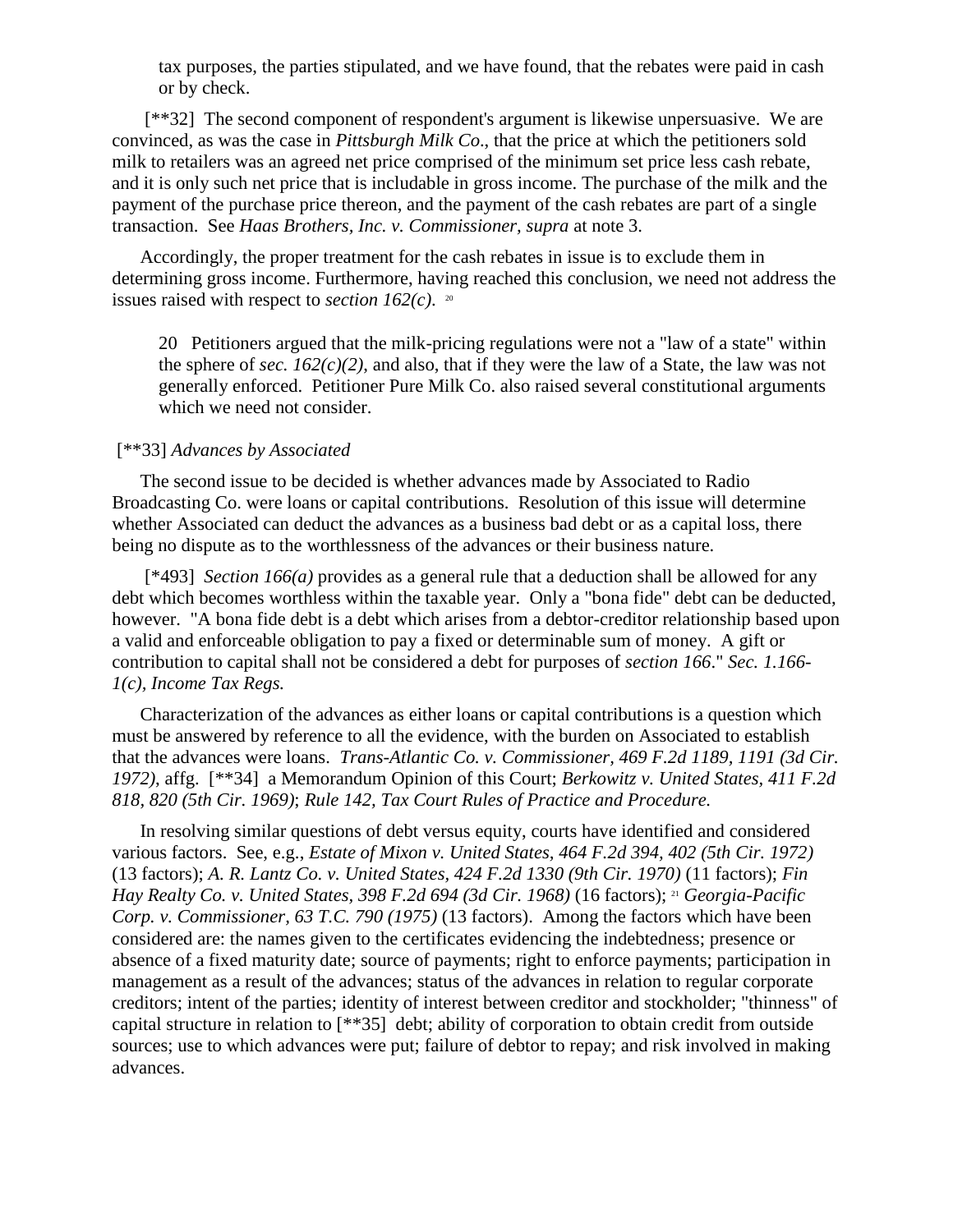tax purposes, the parties stipulated, and we have found, that the rebates were paid in cash or by check.

[**32] The second component of respondent's argument is likewise unpersuasive. We are convinced, as was the case in *Pittsburgh Milk Co*., that the price at which the petitioners sold milk to retailers was an agreed net price comprised of the minimum set price less cash rebate, and it is only such net price that is includable in gross income. The purchase of the milk and the payment of the purchase price thereon, and the payment of the cash rebates are part of a single transaction. See *Haas Brothers, Inc. v. Commissioner, supra* at note 3.

Accordingly, the proper treatment for the cash rebates in issue is to exclude them in determining gross income. Furthermore, having reached this conclusion, we need not address the issues raised with respect to *section 162(c)*. [20]

> 20 Petitioners argued that the milk-pricing regulations were not a "law of a state" within the sphere of *sec. 162(c)(2)*, and also, that if they were the law of a State, the law was not generally enforced. Petitioner Pure Milk Co. also raised several constitutional arguments which we need not consider.

[**33] *Advances by Associated*

The second issue to be decided is whether advances made by Associated to Radio Broadcasting Co. were loans or capital contributions. Resolution of this issue will determine whether Associated can deduct the advances as a business bad debt or as a capital loss, there being no dispute as to the worthlessness of the advances or their business nature.

[*493] *Section 166(a)* provides as a general rule that a deduction shall be allowed for any debt which becomes worthless within the taxable year. Only a "bona fide" debt can be deducted, however. "A bona fide debt is a debt which arises from a debtor-creditor relationship based upon a valid and enforceable obligation to pay a fixed or determinable sum of money. A gift or contribution to capital shall not be considered a debt for purposes of *section 166*." *Sec. 1.166-1(c), Income Tax Regs.*

Characterization of the advances as either loans or capital contributions is a question which must be answered by reference to all the evidence, with the burden on Associated to establish that the advances were loans. *Trans-Atlantic Co. v. Commissioner, 469 F.2d 1189, 1191 (3d Cir. 1972)*, affg. [**34] a Memorandum Opinion of this Court; *Berkowitz v. United States, 411 F.2d 818, 820 (5th Cir. 1969)*; *Rule 142, Tax Court Rules of Practice and Procedure.*

In resolving similar questions of debt versus equity, courts have identified and considered various factors. See, e.g., *Estate of Mixon v. United States, 464 F.2d 394, 402 (5th Cir. 1972)* (13 factors); *A. R. Lantz Co. v. United States, 424 F.2d 1330 (9th Cir. 1970)* (11 factors); *Fin Hay Realty Co. v. United States, 398 F.2d 694 (3d Cir. 1968)* (16 factors); [21] *Georgia-Pacific Corp. v. Commissioner, 63 T.C. 790 (1975)* (13 factors). Among the factors which have been considered are: the names given to the certificates evidencing the indebtedness; presence or absence of a fixed maturity date; source of payments; right to enforce payments; participation in management as a result of the advances; status of the advances in relation to regular corporate creditors; intent of the parties; identity of interest between creditor and stockholder; "thinness" of capital structure in relation to [**35] debt; ability of corporation to obtain credit from outside sources; use to which advances were put; failure of debtor to repay; and risk involved in making advances.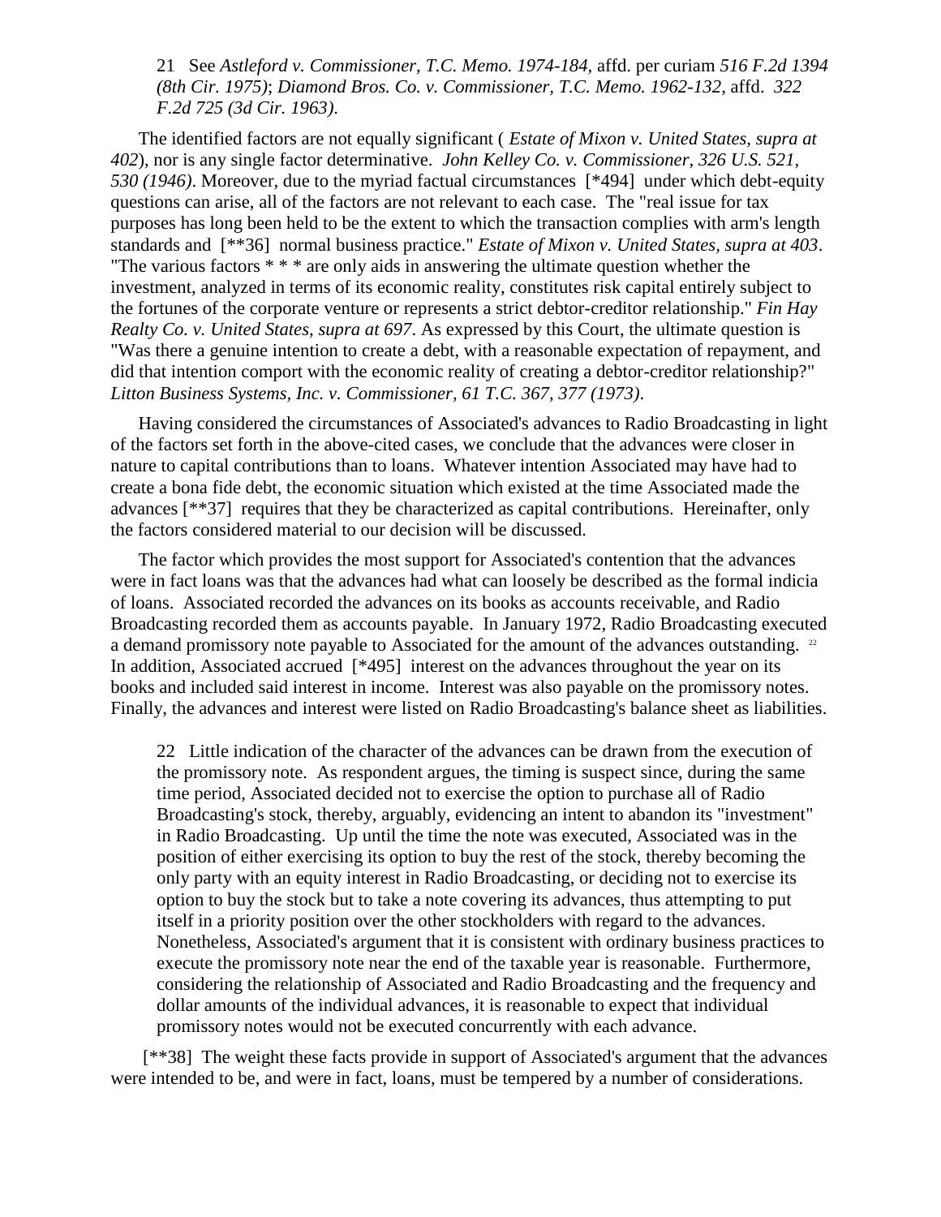21 See *Astleford v. Commissioner, T.C. Memo. 1974-184*, affd. per curiam *516 F.2d 1394 (8th Cir. 1975)*; *Diamond Bros. Co. v. Commissioner, T.C. Memo. 1962-132*, affd. *322 F.2d 725 (3d Cir. 1963)*.

The identified factors are not equally significant ( *Estate of Mixon v. United States, supra at 402*), nor is any single factor determinative. *John Kelley Co. v. Commissioner, 326 U.S. 521, 530 (1946)*. Moreover, due to the myriad factual circumstances [*494] under which debt-equity questions can arise, all of the factors are not relevant to each case. The "real issue for tax purposes has long been held to be the extent to which the transaction complies with arm's length standards and [**36] normal business practice." *Estate of Mixon v. United States, supra at 403*. "The various factors * * * are only aids in answering the ultimate question whether the investment, analyzed in terms of its economic reality, constitutes risk capital entirely subject to the fortunes of the corporate venture or represents a strict debtor-creditor relationship." *Fin Hay Realty Co. v. United States, supra at 697*. As expressed by this Court, the ultimate question is "Was there a genuine intention to create a debt, with a reasonable expectation of repayment, and did that intention comport with the economic reality of creating a debtor-creditor relationship?" *Litton Business Systems, Inc. v. Commissioner, 61 T.C. 367, 377 (1973)*.

Having considered the circumstances of Associated's advances to Radio Broadcasting in light of the factors set forth in the above-cited cases, we conclude that the advances were closer in nature to capital contributions than to loans. Whatever intention Associated may have had to create a bona fide debt, the economic situation which existed at the time Associated made the advances [**37] requires that they be characterized as capital contributions. Hereinafter, only the factors considered material to our decision will be discussed.

The factor which provides the most support for Associated's contention that the advances were in fact loans was that the advances had what can loosely be described as the formal indicia of loans. Associated recorded the advances on its books as accounts receivable, and Radio Broadcasting recorded them as accounts payable. In January 1972, Radio Broadcasting executed a demand promissory note payable to Associated for the amount of the advances outstanding. [22] In addition, Associated accrued [*495] interest on the advances throughout the year on its books and included said interest in income. Interest was also payable on the promissory notes. Finally, the advances and interest were listed on Radio Broadcasting's balance sheet as liabilities.

22 Little indication of the character of the advances can be drawn from the execution of the promissory note. As respondent argues, the timing is suspect since, during the same time period, Associated decided not to exercise the option to purchase all of Radio Broadcasting's stock, thereby, arguably, evidencing an intent to abandon its "investment" in Radio Broadcasting. Up until the time the note was executed, Associated was in the position of either exercising its option to buy the rest of the stock, thereby becoming the only party with an equity interest in Radio Broadcasting, or deciding not to exercise its option to buy the stock but to take a note covering its advances, thus attempting to put itself in a priority position over the other stockholders with regard to the advances. Nonetheless, Associated's argument that it is consistent with ordinary business practices to execute the promissory note near the end of the taxable year is reasonable. Furthermore, considering the relationship of Associated and Radio Broadcasting and the frequency and dollar amounts of the individual advances, it is reasonable to expect that individual promissory notes would not be executed concurrently with each advance.

[**38] The weight these facts provide in support of Associated's argument that the advances were intended to be, and were in fact, loans, must be tempered by a number of considerations.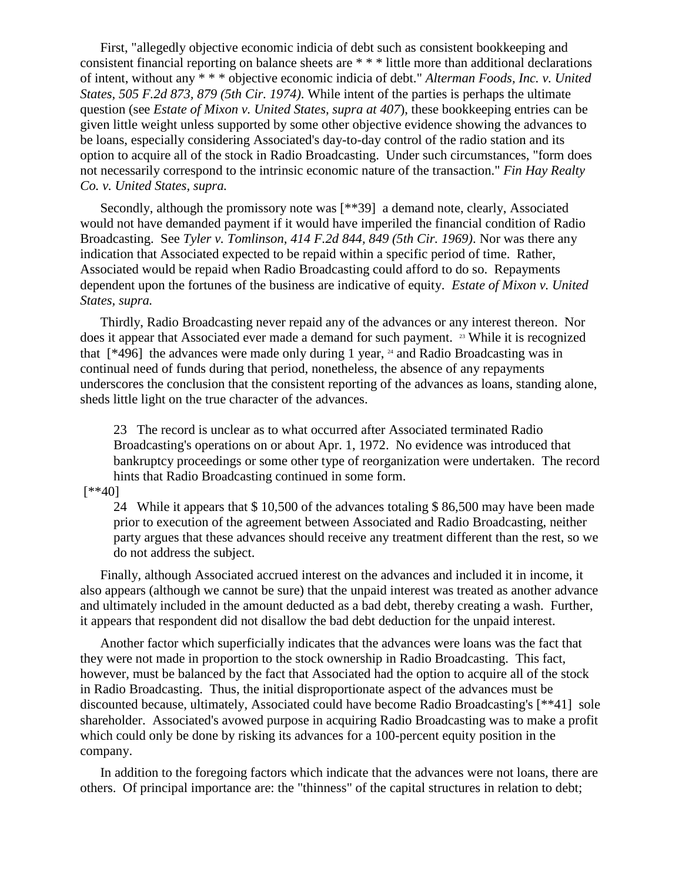First, "allegedly objective economic indicia of debt such as consistent bookkeeping and consistent financial reporting on balance sheets are * * * little more than additional declarations of intent, without any * * * objective economic indicia of debt." *Alterman Foods, Inc. v. United States, 505 F.2d 873, 879 (5th Cir. 1974)*. While intent of the parties is perhaps the ultimate question (see *Estate of Mixon v. United States, supra at 407*), these bookkeeping entries can be given little weight unless supported by some other objective evidence showing the advances to be loans, especially considering Associated's day-to-day control of the radio station and its option to acquire all of the stock in Radio Broadcasting. Under such circumstances, "form does not necessarily correspond to the intrinsic economic nature of the transaction." *Fin Hay Realty Co. v. United States, supra.*

Secondly, although the promissory note was [**39] a demand note, clearly, Associated would not have demanded payment if it would have imperiled the financial condition of Radio Broadcasting. See *Tyler v. Tomlinson, 414 F.2d 844, 849 (5th Cir. 1969)*. Nor was there any indication that Associated expected to be repaid within a specific period of time. Rather, Associated would be repaid when Radio Broadcasting could afford to do so. Repayments dependent upon the fortunes of the business are indicative of equity. *Estate of Mixon v. United States, supra.*

Thirdly, Radio Broadcasting never repaid any of the advances or any interest thereon. Nor does it appear that Associated ever made a demand for such payment. [23] While it is recognized that [*496] the advances were made only during 1 year, [24] and Radio Broadcasting was in continual need of funds during that period, nonetheless, the absence of any repayments underscores the conclusion that the consistent reporting of the advances as loans, standing alone, sheds little light on the true character of the advances.

> 23 The record is unclear as to what occurred after Associated terminated Radio Broadcasting's operations on or about Apr. 1, 1972. No evidence was introduced that bankruptcy proceedings or some other type of reorganization were undertaken. The record hints that Radio Broadcasting continued in some form.

[**40]

> 24 While it appears that $ 10,500 of the advances totaling $ 86,500 may have been made prior to execution of the agreement between Associated and Radio Broadcasting, neither party argues that these advances should receive any treatment different than the rest, so we do not address the subject.

Finally, although Associated accrued interest on the advances and included it in income, it also appears (although we cannot be sure) that the unpaid interest was treated as another advance and ultimately included in the amount deducted as a bad debt, thereby creating a wash. Further, it appears that respondent did not disallow the bad debt deduction for the unpaid interest.

Another factor which superficially indicates that the advances were loans was the fact that they were not made in proportion to the stock ownership in Radio Broadcasting. This fact, however, must be balanced by the fact that Associated had the option to acquire all of the stock in Radio Broadcasting. Thus, the initial disproportionate aspect of the advances must be discounted because, ultimately, Associated could have become Radio Broadcasting's [**41] sole shareholder. Associated's avowed purpose in acquiring Radio Broadcasting was to make a profit which could only be done by risking its advances for a 100-percent equity position in the company.

In addition to the foregoing factors which indicate that the advances were not loans, there are others. Of principal importance are: the "thinness" of the capital structures in relation to debt;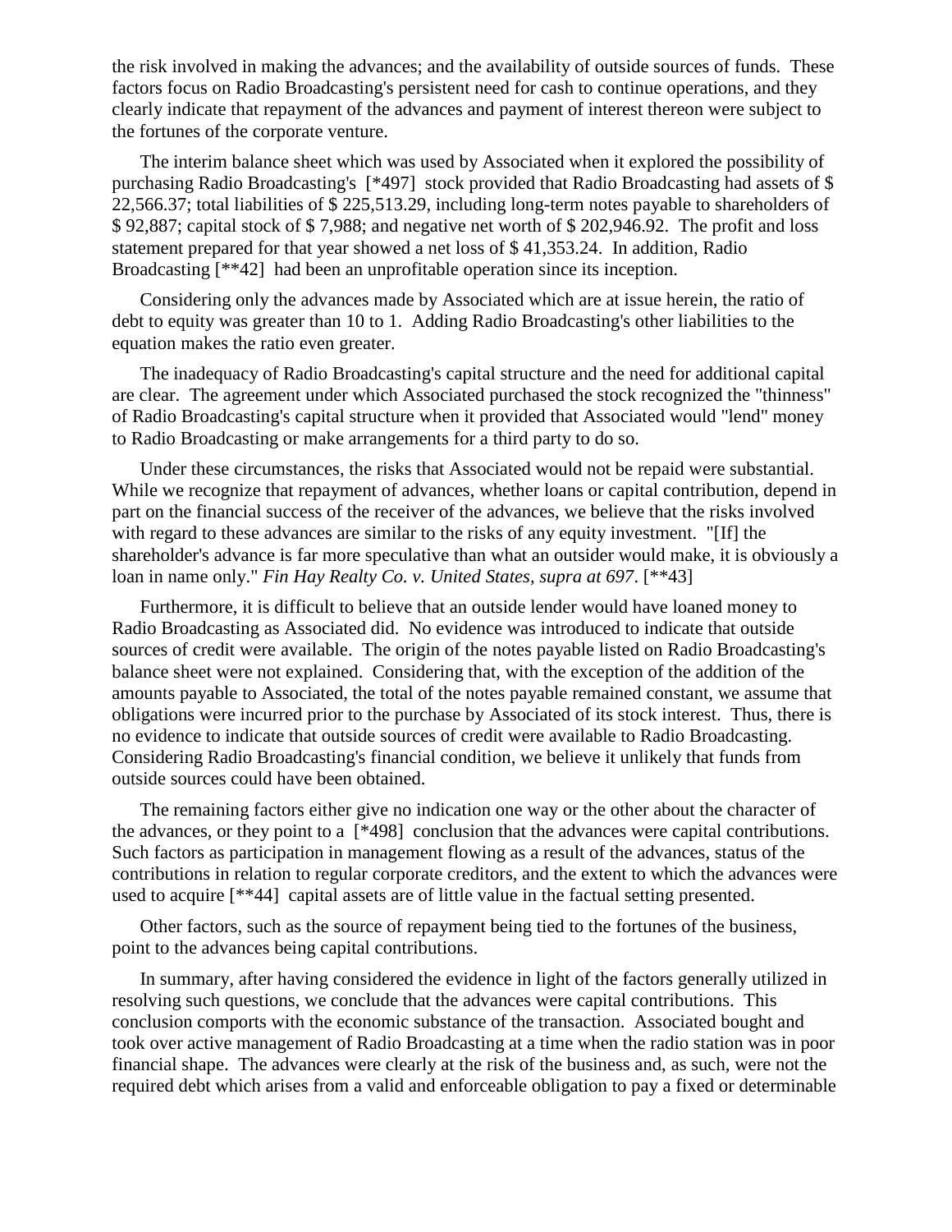the risk involved in making the advances; and the availability of outside sources of funds. These factors focus on Radio Broadcasting's persistent need for cash to continue operations, and they clearly indicate that repayment of the advances and payment of interest thereon were subject to the fortunes of the corporate venture.

The interim balance sheet which was used by Associated when it explored the possibility of purchasing Radio Broadcasting's [*497] stock provided that Radio Broadcasting had assets of $ 22,566.37; total liabilities of $ 225,513.29, including long-term notes payable to shareholders of $ 92,887; capital stock of $ 7,988; and negative net worth of $ 202,946.92. The profit and loss statement prepared for that year showed a net loss of $ 41,353.24. In addition, Radio Broadcasting [**42] had been an unprofitable operation since its inception.

Considering only the advances made by Associated which are at issue herein, the ratio of debt to equity was greater than 10 to 1. Adding Radio Broadcasting's other liabilities to the equation makes the ratio even greater.

The inadequacy of Radio Broadcasting's capital structure and the need for additional capital are clear. The agreement under which Associated purchased the stock recognized the "thinness" of Radio Broadcasting's capital structure when it provided that Associated would "lend" money to Radio Broadcasting or make arrangements for a third party to do so.

Under these circumstances, the risks that Associated would not be repaid were substantial. While we recognize that repayment of advances, whether loans or capital contribution, depend in part on the financial success of the receiver of the advances, we believe that the risks involved with regard to these advances are similar to the risks of any equity investment. "[If] the shareholder's advance is far more speculative than what an outsider would make, it is obviously a loan in name only." *Fin Hay Realty Co. v. United States, supra at 697*. [**43]

Furthermore, it is difficult to believe that an outside lender would have loaned money to Radio Broadcasting as Associated did. No evidence was introduced to indicate that outside sources of credit were available. The origin of the notes payable listed on Radio Broadcasting's balance sheet were not explained. Considering that, with the exception of the addition of the amounts payable to Associated, the total of the notes payable remained constant, we assume that obligations were incurred prior to the purchase by Associated of its stock interest. Thus, there is no evidence to indicate that outside sources of credit were available to Radio Broadcasting. Considering Radio Broadcasting's financial condition, we believe it unlikely that funds from outside sources could have been obtained.

The remaining factors either give no indication one way or the other about the character of the advances, or they point to a [*498] conclusion that the advances were capital contributions. Such factors as participation in management flowing as a result of the advances, status of the contributions in relation to regular corporate creditors, and the extent to which the advances were used to acquire [**44] capital assets are of little value in the factual setting presented.

Other factors, such as the source of repayment being tied to the fortunes of the business, point to the advances being capital contributions.

In summary, after having considered the evidence in light of the factors generally utilized in resolving such questions, we conclude that the advances were capital contributions. This conclusion comports with the economic substance of the transaction. Associated bought and took over active management of Radio Broadcasting at a time when the radio station was in poor financial shape. The advances were clearly at the risk of the business and, as such, were not the required debt which arises from a valid and enforceable obligation to pay a fixed or determinable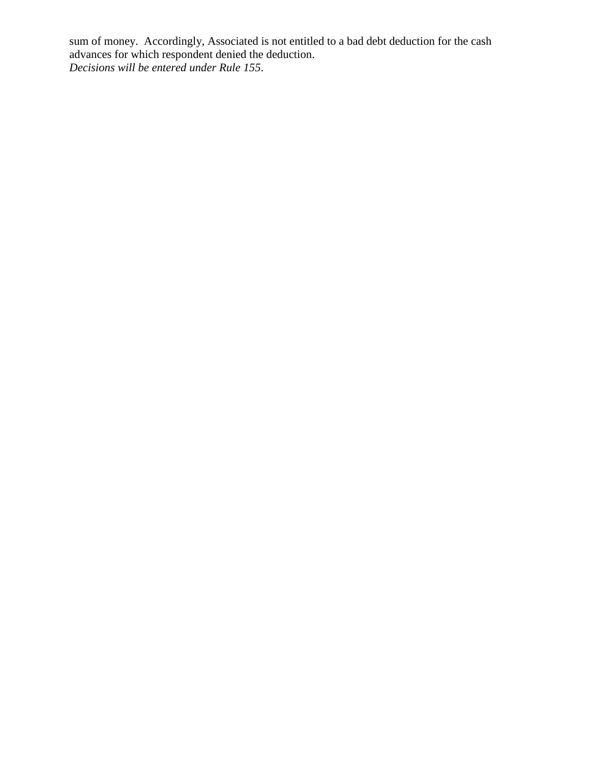sum of money. Accordingly, Associated is not entitled to a bad debt deduction for the cash advances for which respondent denied the deduction.

*Decisions will be entered under Rule 155.*